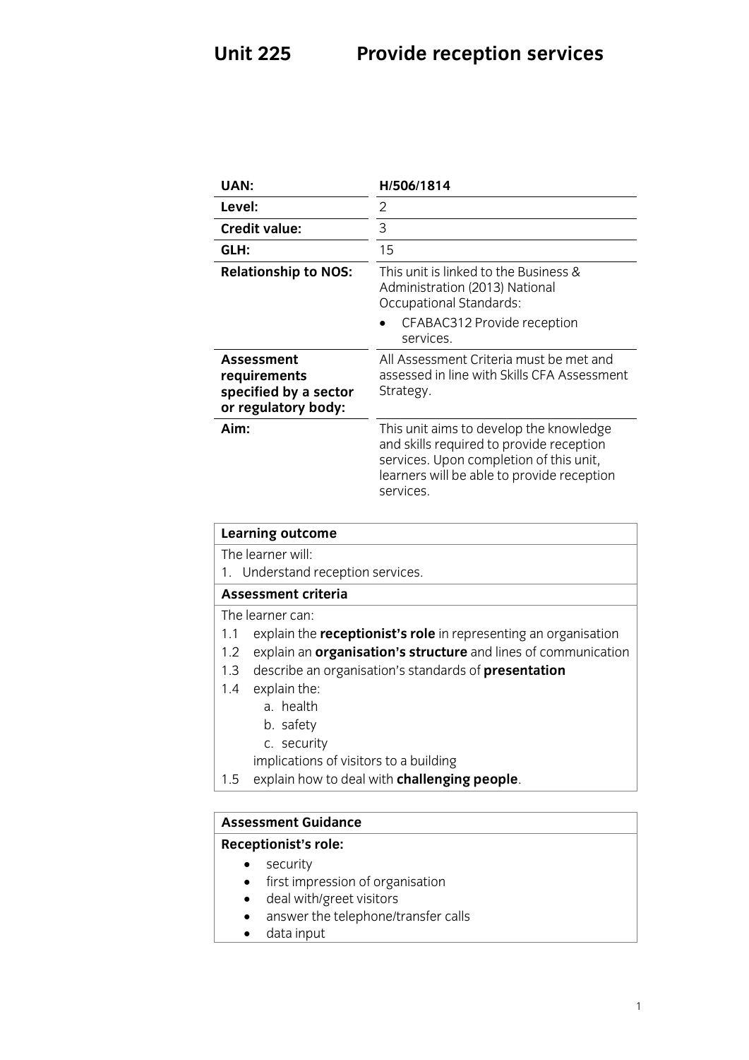# Unit 225 Provide reception services

| | |
|---|---|
| **UAN:** | **H/506/1814** |
| **Level:** | 2 |
| **Credit value:** | 3 |
| **GLH:** | 15 |
| **Relationship to NOS:** | This unit is linked to the Business & Administration (2013) National Occupational Standards:<br>• CFABAC312 Provide reception services. |
| **Assessment requirements specified by a sector or regulatory body:** | All Assessment Criteria must be met and assessed in line with Skills CFA Assessment Strategy. |
| **Aim:** | This unit aims to develop the knowledge and skills required to provide reception services. Upon completion of this unit, learners will be able to provide reception services. |

**Learning outcome**

The learner will:

1. Understand reception services.

**Assessment criteria**

The learner can:

1.1 explain the **receptionist's role** in representing an organisation

1.2 explain an **organisation's structure** and lines of communication

1.3 describe an organisation's standards of **presentation**

1.4 explain the:

  a. health

  b. safety

  c. security

  implications of visitors to a building

1.5 explain how to deal with **challenging people**.

**Assessment Guidance**

**Receptionist's role:**

- security
- first impression of organisation
- deal with/greet visitors
- answer the telephone/transfer calls
- data input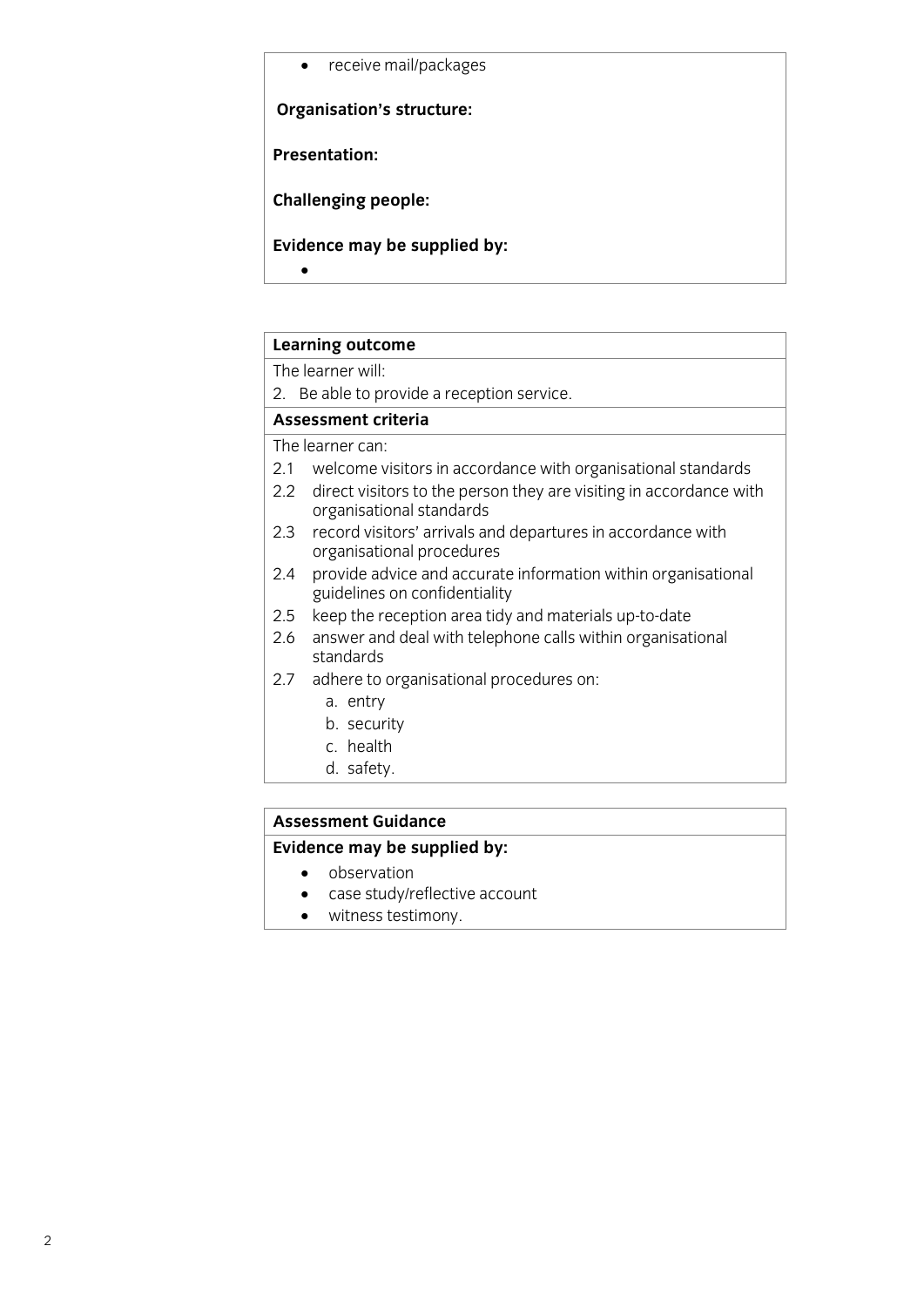- receive mail/packages

**Organisation's structure:**

**Presentation:**

**Challenging people:**

**Evidence may be supplied by:**

- 

**Learning outcome**

The learner will:

2. Be able to provide a reception service.

**Assessment criteria**

The learner can:

2.1 welcome visitors in accordance with organisational standards
2.2 direct visitors to the person they are visiting in accordance with organisational standards
2.3 record visitors' arrivals and departures in accordance with organisational procedures
2.4 provide advice and accurate information within organisational guidelines on confidentiality
2.5 keep the reception area tidy and materials up-to-date
2.6 answer and deal with telephone calls within organisational standards
2.7 adhere to organisational procedures on:
   a. entry
   b. security
   c. health
   d. safety.

**Assessment Guidance**

**Evidence may be supplied by:**

- observation
- case study/reflective account
- witness testimony.